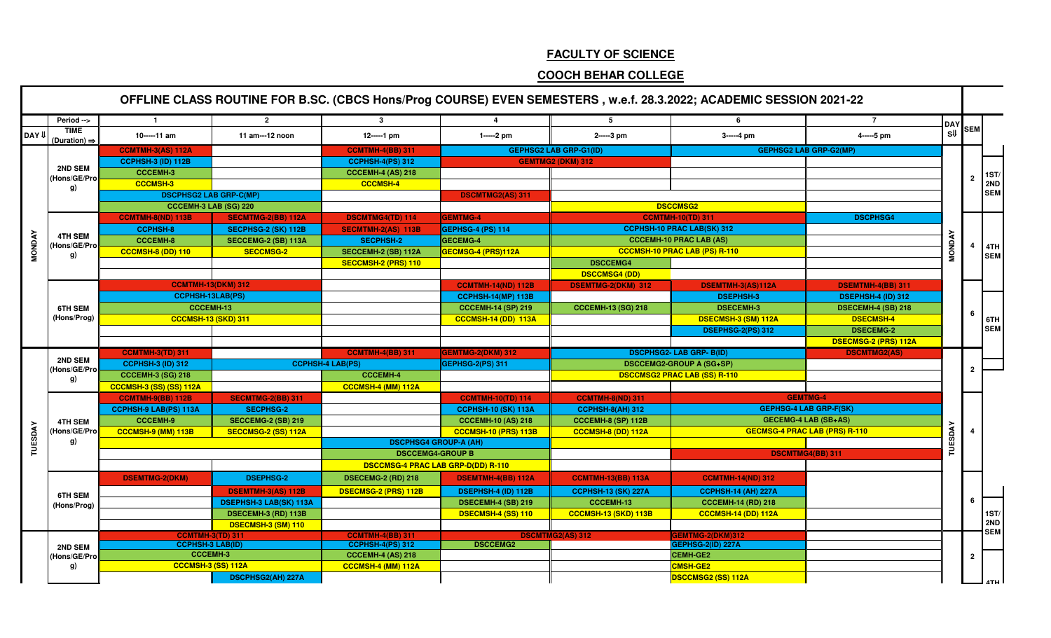## FACULTY OF SCIENCE

## COOCH BEHAR COLLEGE

### OFFLINE CLASS ROUTINE FOR B.SC. (CBCS Hons/Prog COURSE) EVEN SEMESTERS , w.e.f. 28.3.2022; ACADEMIC SESSION 2021-22

| DAY ⇓ | Period --> / TIME (Duration) ⇒ | 1 (10-----11 am) | 2 (11 am---12 noon) | 3 (12-----1 pm) | 4 (1-----2 pm) | 5 (2-----3 pm) | 6 (3-----4 pm) | 7 (4-----5 pm) | DAY S⇓ | SEM |
|---|---|---|---|---|---|---|---|---|---|---|
| MONDAY | 2ND SEM (Hons/GE/Prog) | CCMTMH-3(AS) 112A | | CCMTMH-4(BB) 311 | GEPHSG2 LAB GRP-G1(ID) | | GEPHSG2 LAB GRP-G2(MP) | | MONDAY | 2 (1ST/2ND SEM) |
| | | CCPHSH-3 (ID) 112B | | CCPHSH-4(PS) 312 | GEMTMG2 (DKM) 312 | | | | | |
| | | CCCEMH-3 | | CCCEMH-4 (AS) 218 | | | | | | |
| | | CCCMSH-3 | | CCCMSH-4 | | | | | | |
| | | DSCPHSG2 LAB GRP-C(MP) | | | DSCMTMG2(AS) 311 | | | | | |
| | | CCCEMH-3 LAB (SG) 220 | | | | DSCCMSG2 | | | | |
| | 4TH SEM (Hons/GE/Prog) | CCMTMH-8(ND) 113B | SECMTMG-2(BB) 112A | DSCMTMG4(TD) 114 | GEMTMG-4 | CCMTMH-10(TD) 311 | | DSCPHSG4 | | 4 (4TH SEM) |
| | | CCPHSH-8 | SECPHSG-2 (SK) 112B | SECMTMH-2(AS) 113B | GEPHSG-4 (PS) 114 | CCPHSH-10 PRAC LAB(SK) 312 | | | | |
| | | CCCEMH-8 | SECCEMG-2 (SB) 113A | SECPHSH-2 | GECEMG-4 | CCCEMH-10 PRAC LAB (AS) | | | | |
| | | CCCMSH-8 (DD) 110 | SECCMSG-2 | SECCEMH-2 (SB) 112A | GECMSG-4 (PRS)112A | CCCMSH-10 PRAC LAB (PS) R-110 | | | | |
| | | | | SECCMSH-2 (PRS) 110 | | DSCCEMG4 | | | | |
| | | | | | | DSCCMSG4 (DD) | | | | |
| | 6TH SEM (Hons/Prog) | CCMTMH-13(DKM) 312 | | | CCMTMH-14(ND) 112B | DSEMTMG-2(DKM) 312 | DSEMTMH-3(AS)112A | DSEMTMH-4(BB) 311 | | 6 (6TH SEM) |
| | | CCPHSH-13LAB(PS) | | | CCPHSH-14(MP) 113B | | DSEPHSH-3 | DSEPHSH-4 (ID) 312 | | |
| | | CCCEMH-13 | | | CCCEMH-14 (SP) 219 | CCCEMH-13 (SG) 218 | DSECEMH-3 | DSECEMH-4 (SB) 218 | | |
| | | CCCMSH-13 (SKD) 311 | | | CCCMSH-14 (DD) 113A | | DSECMSH-3 (SM) 112A | DSECMSH-4 | | |
| | | | | | | | DSEPHSG-2(PS) 312 | DSECEMG-2 | | |
| | | | | | | | | DSECMSG-2 (PRS) 112A | | |
| TUESDAY | 2ND SEM (Hons/GE/Prog) | CCMTMH-3(TD) 311 | | CCMTMH-4(BB) 311 | GEMTMG-2(DKM) 312 | DSCPHSG2- LAB GRP- B(ID) | | DSCMTMG2(AS) | TUESDAY | 2 |
| | | CCPHSH-3 (ID) 312 | CCPHSH-4 LAB(PS) | | GEPHSG-2(PS) 311 | DSCCEMG2-GROUP A (SG+SP) | | | | |
| | | CCCEMH-3 (SG) 218 | | CCCEMH-4 | | DSCCMSG2 PRAC LAB (SS) R-110 | | | | |
| | | CCCMSH-3 (SS) (SS) 112A | | CCCMSH-4 (MM) 112A | | | | | | |
| | 4TH SEM (Hons/GE/Prog) | CCMTMH-9(BB) 112B | SECMTMG-2(BB) 311 | | CCMTMH-10(TD) 114 | CCMTMH-8(ND) 311 | GEMTMG-4 | | | 4 |
| | | CCPHSH-9 LAB(PS) 113A | SECPHSG-2 | | CCPHSH-10 (SK) 113A | CCPHSH-8(AH) 312 | GEPHSG-4 LAB GRP-F(SK) | | | |
| | | CCCEMH-9 | SECCEMG-2 (SB) 219 | | CCCEMH-10 (AS) 218 | CCCEMH-8 (SP) 112B | GECEMG-4 LAB (SB+AS) | | | |
| | | CCCMSH-9 (MM) 113B | SECCMSG-2 (SS) 112A | | CCCMSH-10 (PRS) 113B | CCCMSH-8 (DD) 112A | GECMSG-4 PRAC LAB (PRS) R-110 | | | |
| | | | | DSCPHSG4 GROUP-A (AH) | | | | | | |
| | | | | DSCCEMG4-GROUP B | | | DSCMTMG4(BB) 311 | | | |
| | | | | DSCCMSG-4 PRAC LAB GRP-D(DD) R-110 | | | | | | |
| | 6TH SEM (Hons/Prog) | DSEMTMG-2(DKM) | DSEPHSG-2 | DSECEMG-2 (RD) 218 | DSEMTMH-4(BB) 112A | CCMTMH-13(BB) 113A | CCMTMH-14(ND) 312 | | | 6 (1ST/2ND SEM) |
| | | | DSEMTMH-3(AS) 112B | DSECMSG-2 (PRS) 112B | DSEPHSH-4 (ID) 112B | CCPHSH-13 (SK) 227A | CCPHSH-14 (AH) 227A | | | |
| | | | DSEPHSH-3 LAB(SK) 113A | | DSECEMH-4 (SB) 219 | CCCEMH-13 | CCCEMH-14 (RD) 218 | | | |
| | | | DSECEMH-3 (RD) 113B | | DSECMSH-4 (SS) 110 | CCCMSH-13 (SKD) 113B | CCCMSH-14 (DD) 112A | | | |
| | | | DSECMSH-3 (SM) 110 | | | | | | | |
| | 2ND SEM (Hons/GE/Prog) | CCMTMH-3(TD) 311 | | CCMTMH-4(BB) 311 | DSCMTMG2(AS) 312 | | GEMTMG-2(DKM)312 | | | 2 |
| | | CCPHSH-3 LAB(ID) | | CCPHSH-4(PS) 312 | DSCCEMG2 | | GEPHSG-2(ID) 227A | | | |
| | | CCCEMH-3 | | CCCEMH-4 (AS) 218 | | | CEMH-GE2 | | | |
| | | CCCMSH-3 (SS) 112A | | CCCMSH-4 (MM) 112A | | | CMSH-GE2 | | | |
| | | | DSCPHSG2(AH) 227A | | | | DSCCMSG2 (SS) 112A | | | 4TH |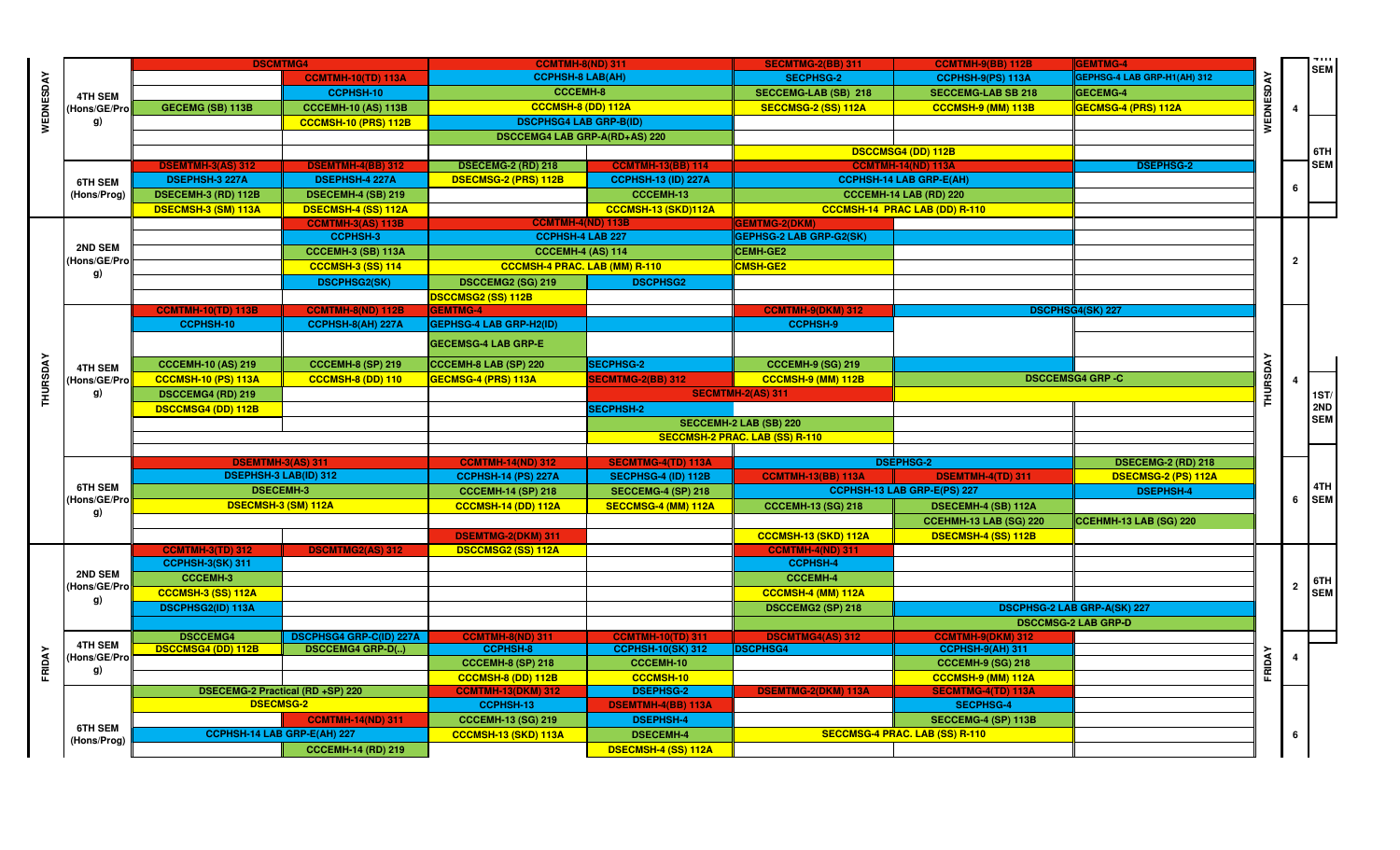| Day | Semester | Col 1 | Col 2 | Col 3 | Col 4 | Col 5 | Col 6 | Col 7 | Day | Sem | |
|---|---|---|---|---|---|---|---|---|---|---|---|
| WEDNESDAY | 4TH SEM (Hons/GE/Prog) | DSCMTMG4 | | CCMTMH-8(ND) 311 | | SECMTMG-2(BB) 311 | CCMTMH-9(BB) 112B | GEMTMG-4 | WEDNESDAY | 4 | 4TH SEM |
| | | | CCMTMH-10(TD) 113A | CCPHSH-8 LAB(AH) | | SECPHSG-2 | CCPHSH-9(PS) 113A | GEPHSG-4 LAB GRP-H1(AH) 312 | | | |
| | | | CCPHSH-10 | CCCEMH-8 | | SECCEMG-LAB (SB) 218 | SECCEMG-LAB SB 218 | GECEMG-4 | | | |
| | | GECEMG (SB) 113B | CCCEMH-10 (AS) 113B | CCCMSH-8 (DD) 112A | | SECCMSG-2 (SS) 112A | CCCMSH-9 (MM) 113B | GECMSG-4 (PRS) 112A | | | |
| | | | CCCMSH-10 (PRS) 112B | DSCPHSG4 LAB GRP-B(ID) | | | | | | | |
| | | | | DSCCEMG4 LAB GRP-A(RD+AS) 220 | | | | | | | |
| | | | | | | DSCCMSG4 (DD) 112B | | | | | |
| | 6TH SEM (Hons/Prog) | DSEMTMH-3(AS) 312 | DSEMTMH-4(BB) 312 | DSECEMG-2 (RD) 218 | CCMTMH-13(BB) 114 | CCMTMH-14(ND) 113A | | DSEPHSG-2 | | 6 | 6TH SEM |
| | | DSEPHSH-3 227A | DSEPHSH-4 227A | DSECMSG-2 (PRS) 112B | CCPHSH-13 (ID) 227A | CCPHSH-14 LAB GRP-E(AH) | | | | | |
| | | DSECEMH-3 (RD) 112B | DSECEMH-4 (SB) 219 | | CCCEMH-13 | CCCEMH-14 LAB (RD) 220 | | | | | |
| | | DSECMSH-3 (SM) 113A | DSECMSH-4 (SS) 112A | | CCCMSH-13 (SKD)112A | CCCMSH-14 PRAC LAB (DD) R-110 | | | | | |
| THURSDAY | 2ND SEM (Hons/GE/Prog) | | CCMTMH-3(AS) 113B | CCMTMH-4(ND) 113B | | GEMTMG-2(DKM) | | | THURSDAY | 2 | |
| | | | CCPHSH-3 | CCPHSH-4 LAB 227 | | GEPHSG-2 LAB GRP-G2(SK) | | | | | |
| | | | CCCEMH-3 (SB) 113A | CCCEMH-4 (AS) 114 | | CEMH-GE2 | | | | | |
| | | | CCCMSH-3 (SS) 114 | CCCMSH-4 PRAC. LAB (MM) R-110 | | CMSH-GE2 | | | | | |
| | | | DSCPHSG2(SK) | DSCCEMG2 (SG) 219 | DSCPHSG2 | | | | | | |
| | | | | DSCCMSG2 (SS) 112B | | | | | | | |
| | 4TH SEM (Hons/GE/Prog) | CCMTMH-10(TD) 113B | CCMTMH-8(ND) 112B | GEMTMG-4 | | CCMTMH-9(DKM) 312 | DSCPHSG4(SK) 227 | | | 4 | 1ST/2ND SEM |
| | | CCPHSH-10 | CCPHSH-8(AH) 227A | GEPHSG-4 LAB GRP-H2(ID) | | CCPHSH-9 | | | | | |
| | | | | GECEMSG-4 LAB GRP-E | | | | | | | |
| | | CCCEMH-10 (AS) 219 | CCCEMH-8 (SP) 219 | CCCEMH-8 LAB (SP) 220 | SECPHSG-2 | CCCEMH-9 (SG) 219 | | | | | |
| | | CCCMSH-10 (PS) 113A | CCCMSH-8 (DD) 110 | GECMSG-4 (PRS) 113A | SECMTMG-2(BB) 312 | CCCMSH-9 (MM) 112B | DSCCEMSG4 GRP -C | | | | |
| | | DSCCEMG4 (RD) 219 | | | SECMTMH-2(AS) 311 | | | | | | |
| | | DSCCMSG4 (DD) 112B | | | SECPHSH-2 | | | | | | |
| | | | | | SECCEMH-2 LAB (SB) 220 | | | | | | |
| | | | | | SECCMSH-2 PRAC. LAB (SS) R-110 | | | | | | |
| | 6TH SEM (Hons/GE/Prog) | DSEMTMH-3(AS) 311 | | CCMTMH-14(ND) 312 | SECMTMG-4(TD) 113A | DSEPHSG-2 | | DSECEMG-2 (RD) 218 | | 6 | 4TH SEM |
| | | DSEPHSH-3 LAB(ID) 312 | | CCPHSH-14 (PS) 227A | SECPHSG-4 (ID) 112B | CCMTMH-13(BB) 113A | DSEMTMH-4(TD) 311 | DSECMSG-2 (PS) 112A | | | |
| | | DSECEMH-3 | | CCCEMH-14 (SP) 218 | SECCEMG-4 (SP) 218 | CCPHSH-13 LAB GRP-E(PS) 227 | | DSEPHSH-4 | | | |
| | | DSECMSH-3 (SM) 112A | | CCCMSH-14 (DD) 112A | SECCMSG-4 (MM) 112A | CCCEMH-13 (SG) 218 | DSECEMH-4 (SB) 112A | | | | |
| | | | | | | | CCEHMH-13 LAB (SG) 220 | CCEHMH-13 LAB (SG) 220 | | | |
| | | | | DSEMTMG-2(DKM) 311 | | CCCMSH-13 (SKD) 112A | DSECMSH-4 (SS) 112B | | | | |
| FRIDAY | 2ND SEM (Hons/GE/Prog) | CCMTMH-3(TD) 312 | DSCMTMG2(AS) 312 | DSCCMSG2 (PS) 112A | | CCMTMH-4(ND) 311 | | | FRIDAY | 2 | 6TH SEM |
| | | CCPHSH-3(SK) 311 | | | | CCPHSH-4 | | | | | |
| | | CCCEMH-3 | | | | CCCEMH-4 | | | | | |
| | | CCCMSH-3 (SS) 112A | | | | CCCMSH-4 (MM) 112A | | | | | |
| | | DSCPHSG2(ID) 113A | | | | DSCCEMG2 (SP) 218 | DSCPHSG-2 LAB GRP-A(SK) 227 | | | | |
| | | | | | | | DSCCMSG-2 LAB GRP-D | | | | |
| | 4TH SEM (Hons/GE/Prog) | DSCCEMG4 | DSCPHSG4 GRP-C(ID) 227A | CCMTMH-8(ND) 311 | CCMTMH-10(TD) 311 | DSCMTMG4(AS) 312 | CCMTMH-9(DKM) 312 | | | 4 | |
| | | DSCCMSG4 (DD) 112B | DSCCEMG4 GRP-D(..) | CCPHSH-8 | CCPHSH-10(SK) 312 | DSCPHSG4 | CCPHSH-9(AH) 311 | | | | |
| | | | | CCCEMH-8 (SP) 218 | CCCEMH-10 | | CCCEMH-9 (SG) 218 | | | | |
| | | | | CCCMSH-8 (DD) 112B | CCCMSH-10 | | CCCMSH-9 (MM) 112A | | | | |
| | 6TH SEM (Hons/Prog) | DSECEMG-2 Practical (RD +SP) 220 | | CCMTMH-13(DKM) 312 | DSEPHSG-2 | DSEMTMG-2(DKM) 113A | SECMTMG-4(TD) 113A | | | 6 | |
| | | DSECMSG-2 | | CCPHSH-13 | DSEMTMH-4(BB) 113A | | SECPHSG-4 | | | | |
| | | | CCMTMH-14(ND) 311 | CCCEMH-13 (SG) 219 | DSEPHSH-4 | | SECCEMG-4 (SP) 113B | | | | |
| | | CCPHSH-14 LAB GRP-E(AH) 227 | | CCCMSH-13 (SKD) 113A | DSECEMH-4 | SECCMSG-4 PRAC. LAB (SS) R-110 | | | | | |
| | | | CCCEMH-14 (RD) 219 | | DSECMSH-4 (SS) 112A | | | | | | |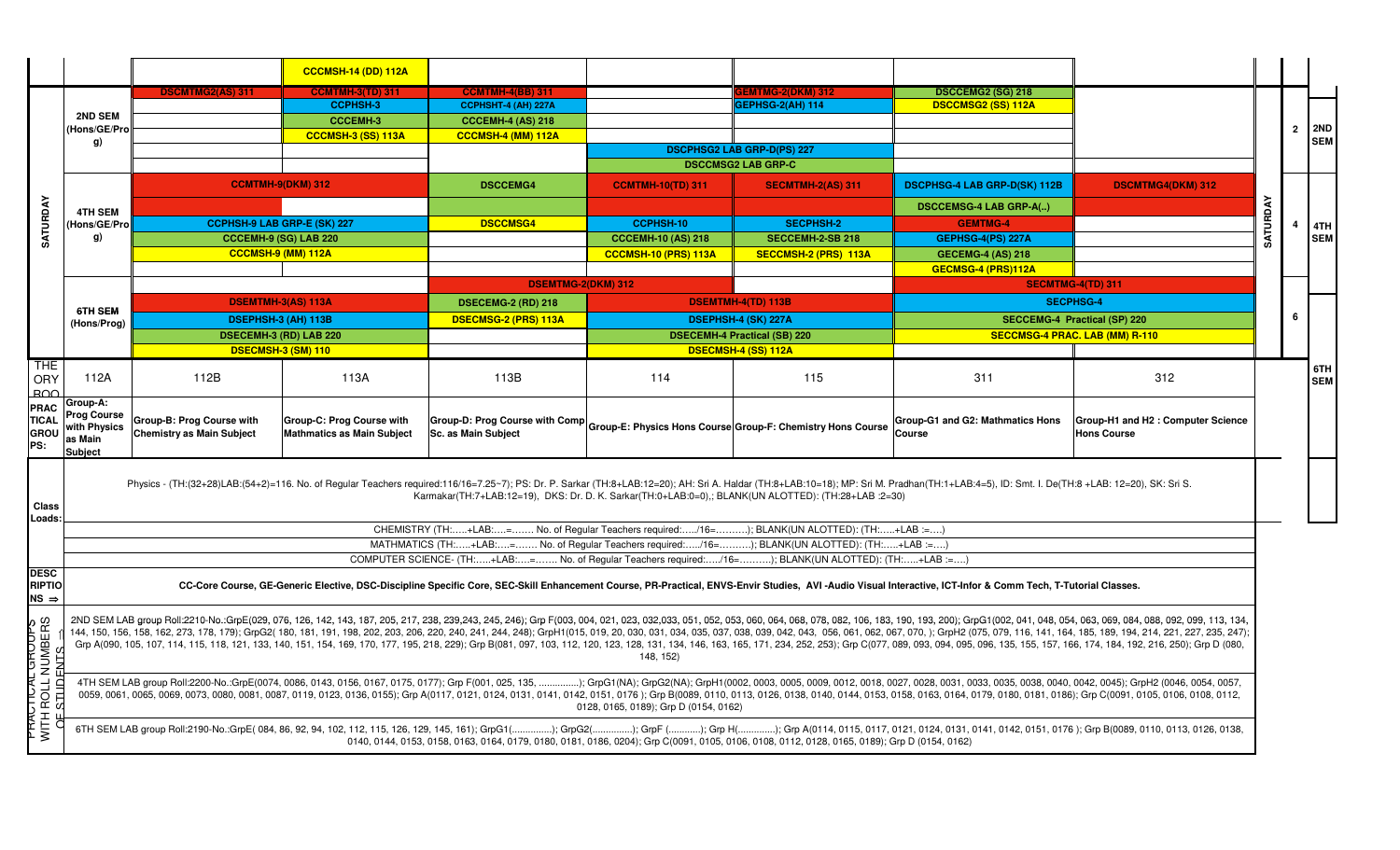| | | | | | | | | | | | |
|---|---|---|---|---|---|---|---|---|---|---|---|
| | | | CCCMSH-14 (DD) 112A | | | | | | | | |
| SATURDAY | 2ND SEM (Hons/GE/Prog) | DSCMTMG2(AS) 311 | CCMTMH-3(TD) 311 | CCMTMH-4(BB) 311 | | GEMTMG-2(DKM) 312 | DSCCEMG2 (SG) 218 | | SATURDAY | 2 | 2ND SEM |
| | | | CCPHSH-3 | CCPHSHT-4 (AH) 227A | | GEPHSG-2(AH) 114 | DSCCMSG2 (SS) 112A | | | | |
| | | | CCCEMH-3 | CCCEMH-4 (AS) 218 | | | | | | | |
| | | | CCCMSH-3 (SS) 113A | CCCMSH-4 (MM) 112A | | | | | | | |
| | | | | | DSCPHSG2 LAB GRP-D(PS) 227 | | | | | | |
| | | | | | DSCCMSG2 LAB GRP-C | | | | | | |
| | 4TH SEM (Hons/GE/Prog) | CCMTMH-9(DKM) 312 | | DSCCEMG4 | CCMTMH-10(TD) 311 | SECMTMH-2(AS) 311 | DSCPHSG-4 LAB GRP-D(SK) 112B | DSCMTMG4(DKM) 312 | | 4 | 4TH SEM |
| | | | | | | | DSCCEMSG-4 LAB GRP-A(..) | | | | |
| | | CCPHSH-9 LAB GRP-E (SK) 227 | | DSCCMSG4 | CCPHSH-10 | SECPHSH-2 | GEMTMG-4 | | | | |
| | | CCCEMH-9 (SG) LAB 220 | | | CCCEMH-10 (AS) 218 | SECCEMH-2-SB 218 | GEPHSG-4(PS) 227A | | | | |
| | | CCCMSH-9 (MM) 112A | | | CCCMSH-10 (PRS) 113A | SECCMSH-2 (PRS) 113A | GECEMG-4 (AS) 218 | | | | |
| | | | | | | | GECMSG-4 (PRS)112A | | | | |
| | 6TH SEM (Hons/Prog) | | | DSEMTMG-2(DKM) 312 | | | SECMTMG-4(TD) 311 | | | 6 | 6TH SEM |
| | | DSEMTMH-3(AS) 113A | | DSECEMG-2 (RD) 218 | DSEMTMH-4(TD) 113B | | SECPHSG-4 | | | | |
| | | DSEPHSH-3 (AH) 113B | | DSECMSG-2 (PRS) 113A | DSEPHSH-4 (SK) 227A | | SECCEMG-4 Practical (SP) 220 | | | | |
| | | DSECEMH-3 (RD) LAB 220 | | | DSECEMH-4 Practical (SB) 220 | | SECCMSG-4 PRAC. LAB (MM) R-110 | | | | |
| | | DSECMSH-3 (SM) 110 | | | DSECMSH-4 (SS) 112A | | | | | | |
| THEORY ROOM | 112A | 112B | 113A | 113B | 114 | 115 | 311 | 312 | | | |
| PRACTICAL GROUPS: | Group-A: Prog Course with Physics as Main Subject | Group-B: Prog Course with Chemistry as Main Subject | Group-C: Prog Course with Mathmatics as Main Subject | Group-D: Prog Course with Comp Sc. as Main Subject | Group-E: Physics Hons Course | Group-F: Chemistry Hons Course | Group-G1 and G2: Mathmatics Hons Course | Group-H1 and H2 : Computer Science Hons Course | | | |

**Class Loads:**

Physics - (TH:(32+28)LAB:(54+2)=116. No. of Regular Teachers required:116/16=7.25~7); PS: Dr. P. Sarkar (TH:8+LAB:12=20); AH: Sri A. Haldar (TH:8+LAB:10=18); MP: Sri M. Pradhan(TH:1+LAB:4=5), ID: Smt. I. De(TH:8 +LAB: 12=20), SK: Sri S. Karmakar(TH:7+LAB:12=19), DKS: Dr. D. K. Sarkar(TH:0+LAB:0=0),; BLANK(UN ALOTTED): (TH:28+LAB :2=30)

CHEMISTRY (TH:.....+LAB:....=....... No. of Regular Teachers required:...../16=..........); BLANK(UN ALOTTED): (TH:.....+LAB :=....)

MATHMATICS (TH:.....+LAB:....=....... No. of Regular Teachers required:...../16=..........); BLANK(UN ALOTTED): (TH:.....+LAB :=....)

COMPUTER SCIENCE- (TH:.....+LAB:....=....... No. of Regular Teachers required:...../16=..........); BLANK(UN ALOTTED): (TH:.....+LAB :=....)

**DESCRIPTIONS ⇒** CC-Core Course, GE-Generic Elective, DSC-Discipline Specific Core, SEC-Skill Enhancement Course, PR-Practical, ENVS-Envir Studies, AVI -Audio Visual Interactive, ICT-Infor & Comm Tech, T-Tutorial Classes.

**PRACTICAL GROUPS WITH ROLL NUMBERS OF STUDENTS ⇒**

2ND SEM LAB group Roll:2210-No.:GrpE(029, 076, 126, 142, 143, 187, 205, 217, 238, 239,243, 245, 246); Grp F(003, 004, 021, 023, 032,033, 051, 052, 053, 060, 064, 068, 078, 082, 106, 183, 190, 193, 200); GrpG1(002, 041, 048, 054, 063, 069, 084, 088, 092, 099, 113, 134, 144, 150, 156, 158, 162, 273, 178, 179); GrpG2( 180, 181, 191, 198, 202, 203, 206, 220, 240, 241, 244, 248); GrpH1(015, 019, 20, 030, 031, 034, 035, 037, 038, 039, 042, 043, 056, 061, 062, 067, 070, ); GrpH2 (075, 079, 116, 141, 164, 185, 189, 194, 214, 221, 227, 235, 247); Grp A(090, 105, 107, 114, 115, 118, 121, 133, 140, 151, 154, 169, 170, 177, 195, 218, 229); Grp B(081, 097, 103, 112, 120, 123, 128, 131, 134, 146, 163, 165, 171, 234, 252, 253); Grp C(077, 089, 093, 094, 095, 096, 135, 155, 157, 166, 174, 184, 192, 216, 250); Grp D (080, 148, 152)

4TH SEM LAB group Roll:2200-No.:GrpE(0074, 0086, 0143, 0156, 0167, 0175, 0177); Grp F(001, 025, 135, ..............); GrpG1(NA); GrpG2(NA); GrpH1(0002, 0003, 0005, 0009, 0012, 0018, 0027, 0028, 0031, 0033, 0035, 0038, 0040, 0042, 0045); GrpH2 (0046, 0054, 0057, 0059, 0061, 0065, 0069, 0073, 0080, 0081, 0087, 0119, 0123, 0136, 0155); Grp A(0117, 0121, 0124, 0131, 0141, 0142, 0151, 0176 ); Grp B(0089, 0110, 0113, 0126, 0138, 0140, 0144, 0153, 0158, 0163, 0164, 0179, 0180, 0181, 0186); Grp C(0091, 0105, 0106, 0108, 0112, 0128, 0165, 0189); Grp D (0154, 0162)

6TH SEM LAB group Roll:2190-No.:GrpE( 084, 86, 92, 94, 102, 112, 115, 126, 129, 145, 161); GrpG1(...............); GrpG2(...............); GrpF (............); Grp H(.............); Grp A(0114, 0115, 0117, 0121, 0124, 0131, 0141, 0142, 0151, 0176 ); Grp B(0089, 0110, 0113, 0126, 0138, 0140, 0144, 0153, 0158, 0163, 0164, 0179, 0180, 0181, 0186, 0204); Grp C(0091, 0105, 0106, 0108, 0112, 0128, 0165, 0189); Grp D (0154, 0162)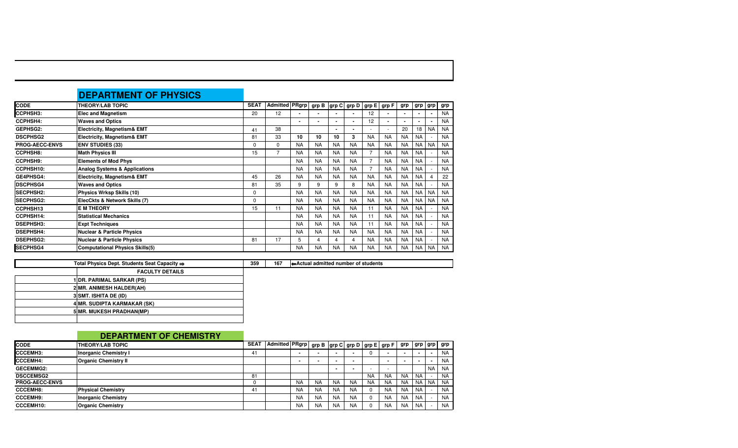## DEPARTMENT OF PHYSICS

| CODE | THEORY/LAB TOPIC | SEAT | Admitted | PRgrp | grp B | grp C | grp D | grp E | grp F | grp | grp | grp | grp |
|---|---|---|---|---|---|---|---|---|---|---|---|---|---|
| CCPHSH3: | Elec and Magnetism | 20 | 12 | - | - | - | - | 12 | - | - | - | - | NA |
| CCPHSH4: | Waves and Optics | | | - | - | - | - | 12 | - | - | - | - | NA |
| GEPHSG2: | Electricity, Magnetism& EMT | 41 | 38 | | | - | - | - | - | 20 | 18 | NA | NA |
| DSCPHSG2 | Electricity, Magnetism& EMT | 81 | 33 | 10 | 10 | 10 | 3 | NA | NA | NA | NA | - | NA |
| PROG-AECC-ENVS | ENV STUDIES (33) | 0 | 0 | NA | NA | NA | NA | NA | NA | NA | NA | NA | NA |
| CCPHSH8: | Math Physics III | 15 | 7 | NA | NA | NA | NA | 7 | NA | NA | NA | - | NA |
| CCPHSH9: | Elements of Mod Phys | | | NA | NA | NA | NA | 7 | NA | NA | NA | - | NA |
| CCPHSH10: | Analog Systems & Applications | | | NA | NA | NA | NA | 7 | NA | NA | NA | - | NA |
| GE4PHSG4: | Electricity, Magnetism& EMT | 45 | 26 | NA | NA | NA | NA | NA | NA | NA | NA | 4 | 22 |
| DSCPHSG4 | Waves and Optics | 81 | 35 | 9 | 9 | 9 | 8 | NA | NA | NA | NA | - | NA |
| SECPHSH2: | Physics Wrksp Skills (10) | 0 | | NA | NA | NA | NA | NA | NA | NA | NA | NA | NA |
| SECPHSG2: | ElecCkts & Network Skills (7) | 0 | | NA | NA | NA | NA | NA | NA | NA | NA | NA | NA |
| CCPHSH13 | E M THEORY | 15 | 11 | NA | NA | NA | NA | 11 | NA | NA | NA | - | NA |
| CCPHSH14: | Statistical Mechanics | | | NA | NA | NA | NA | 11 | NA | NA | NA | - | NA |
| DSEPHSH3: | Expt Techniques | | | NA | NA | NA | NA | 11 | NA | NA | NA | - | NA |
| DSEPHSH4: | Nuclear & Particle Physics | | | NA | NA | NA | NA | NA | NA | NA | NA | - | NA |
| DSEPHSG2: | Nuclear & Particle Physics | 81 | 17 | 5 | 4 | 4 | 4 | NA | NA | NA | NA | - | NA |
| SECPHSG4 | Computational Physics Skills(5) | | | NA | NA | NA | NA | NA | NA | NA | NA | NA | NA |

| Total Physics Dept. Students Seat Capacity ⇒ | 359 | 167 | ⇐Actual admitted number of students |
|---|---|---|---|

| | FACULTY DETAILS |
|---|---|
| 1 | DR. PARIMAL SARKAR (PS) |
| 2 | MR. ANIMESH HALDER(AH) |
| 3 | SMT. ISHITA DE (ID) |
| 4 | MR. SUDIPTA KARMAKAR (SK) |
| 5 | MR. MUKESH PRADHAN(MP) |

## DEPARTMENT OF CHEMISTRY

| CODE | THEORY/LAB TOPIC | SEAT | Admitted | PRgrp | grp B | grp C | grp D | grp E | grp F | grp | grp | grp | grp |
|---|---|---|---|---|---|---|---|---|---|---|---|---|---|
| CCCEMH3: | Inorganic Chemistry I | 41 | | - | - | - | - | 0 | - | - | - | - | NA |
| CCCEMH4: | Organic Chemistry II | | | - | - | - | - | | - | - | - | - | NA |
| GECEMMG2: | | | | | | - | - | - | - | | | NA | NA |
| DSCCEMSG2 | | 81 | | | | | | NA | NA | NA | NA | - | NA |
| PROG-AECC-ENVS | | 0 | | NA | NA | NA | NA | NA | NA | NA | NA | NA | NA |
| CCCEMH8: | Physical Chemistry | 41 | | NA | NA | NA | NA | 0 | NA | NA | NA | - | NA |
| CCCEMH9: | Inorganic Chemistry | | | NA | NA | NA | NA | 0 | NA | NA | NA | - | NA |
| CCCEMH10: | Organic Chemistry | | | NA | NA | NA | NA | 0 | NA | NA | NA | - | NA |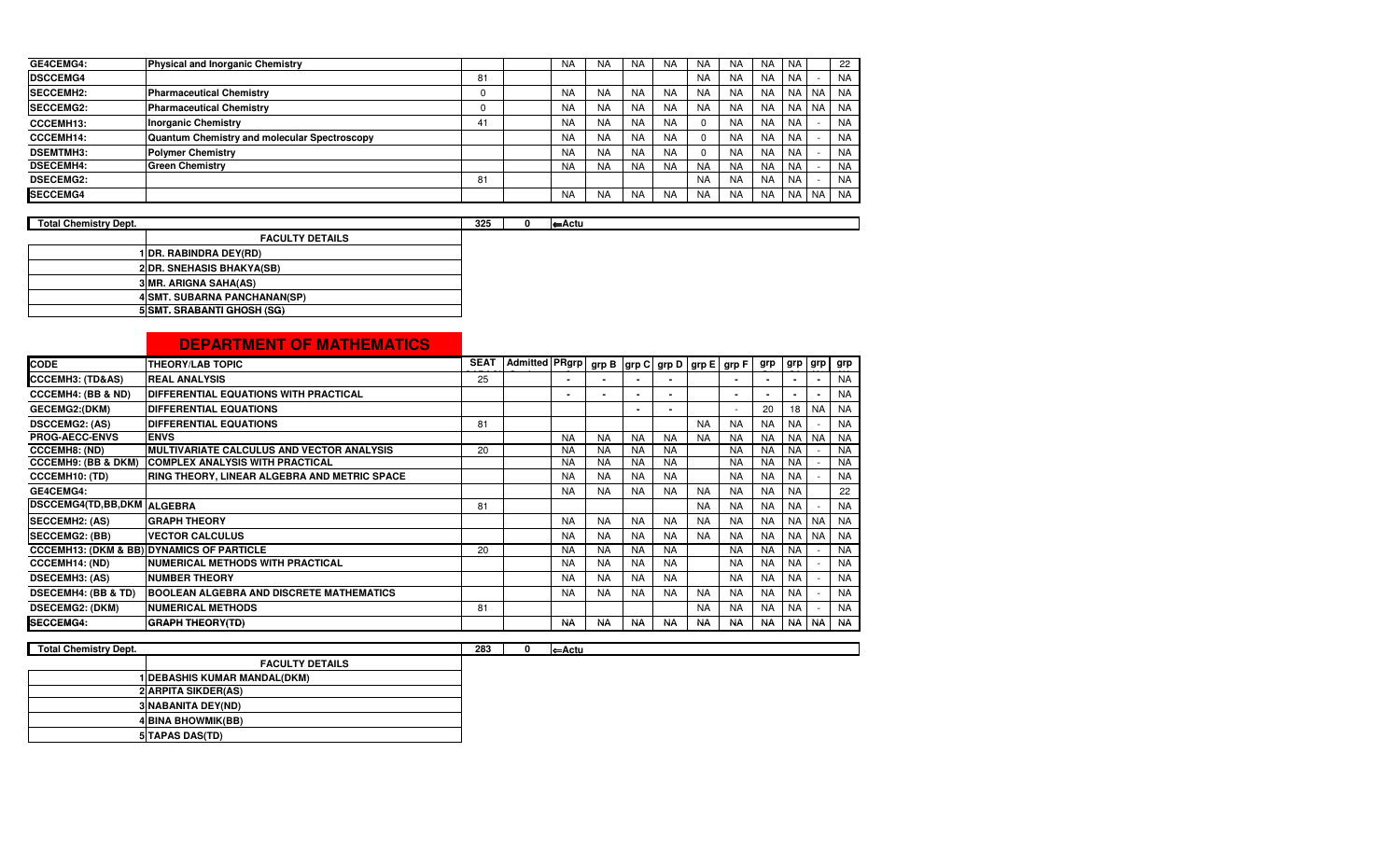| | | | | | | | | | | | | | | |
|---|---|---|---|---|---|---|---|---|---|---|---|---|---|---|
| GE4CEMG4: | Physical and Inorganic Chemistry | | | NA | NA | NA | NA | NA | NA | NA | NA | | 22 |
| DSCCEMG4 | | 81 | | | | | | NA | NA | NA | NA | - | NA |
| SECCEMH2: | Pharmaceutical Chemistry | 0 | | NA | NA | NA | NA | NA | NA | NA | NA | NA | NA |
| SECCEMG2: | Pharmaceutical Chemistry | 0 | | NA | NA | NA | NA | NA | NA | NA | NA | NA | NA |
| CCCEMH13: | Inorganic Chemistry | 41 | | NA | NA | NA | NA | 0 | NA | NA | NA | - | NA |
| CCCEMH14: | Quantum Chemistry and molecular Spectroscopy | | | NA | NA | NA | NA | 0 | NA | NA | NA | - | NA |
| DSEMTMH3: | Polymer Chemistry | | | NA | NA | NA | NA | 0 | NA | NA | NA | - | NA |
| DSECEMH4: | Green Chemistry | | | NA | NA | NA | NA | NA | NA | NA | NA | - | NA |
| DSECEMG2: | | 81 | | | | | | NA | NA | NA | NA | - | NA |
| SECCEMG4 | | | | NA | NA | NA | NA | NA | NA | NA | NA | NA | NA |

| | | | | |
|---|---|---|---|---|
| Total Chemistry Dept. | | 325 | 0 | ⇐Actu |

| | FACULTY DETAILS |
|---|---|
| 1 | DR. RABINDRA DEY(RD) |
| 2 | DR. SNEHASIS BHAKYA(SB) |
| 3 | MR. ARIGNA SAHA(AS) |
| 4 | SMT. SUBARNA PANCHANAN(SP) |
| 5 | SMT. SRABANTI GHOSH (SG) |

## DEPARTMENT OF MATHEMATICS

| CODE | THEORY/LAB TOPIC | SEAT | Admitted | PRgrp | grp B | grp C | grp D | grp E | grp F | grp | grp | grp | grp |
|---|---|---|---|---|---|---|---|---|---|---|---|---|---|
| CCCEMH3: (TD&AS) | REAL ANALYSIS | 25 | | - | - | - | - | | - | - | - | - | NA |
| CCCEMH4: (BB & ND) | DIFFERENTIAL EQUATIONS WITH PRACTICAL | | | - | - | - | - | | - | - | - | - | NA |
| GECEMG2:(DKM) | DIFFERENTIAL EQUATIONS | | | | | - | - | | - | 20 | 18 | NA | NA |
| DSCCEMG2: (AS) | DIFFERENTIAL EQUATIONS | 81 | | | | | | NA | NA | NA | NA | - | NA |
| PROG-AECC-ENVS | ENVS | | | NA | NA | NA | NA | NA | NA | NA | NA | NA | NA |
| CCCEMH8: (ND) | MULTIVARIATE CALCULUS AND VECTOR ANALYSIS | 20 | | NA | NA | NA | NA | | NA | NA | NA | - | NA |
| CCCEMH9: (BB & DKM) | COMPLEX ANALYSIS WITH PRACTICAL | | | NA | NA | NA | NA | | NA | NA | NA | - | NA |
| CCCEMH10: (TD) | RING THEORY, LINEAR ALGEBRA AND METRIC SPACE | | | NA | NA | NA | NA | | NA | NA | NA | - | NA |
| GE4CEMG4: | | | | NA | NA | NA | NA | NA | NA | NA | NA | | 22 |
| DSCCEMG4(TD,BB,DKM | ALGEBRA | 81 | | | | | | NA | NA | NA | NA | - | NA |
| SECCEMH2: (AS) | GRAPH THEORY | | | NA | NA | NA | NA | NA | NA | NA | NA | NA | NA |
| SECCEMG2: (BB) | VECTOR CALCULUS | | | NA | NA | NA | NA | NA | NA | NA | NA | NA | NA |
| CCCEMH13: (DKM & BB) | DYNAMICS OF PARTICLE | 20 | | NA | NA | NA | NA | | NA | NA | NA | - | NA |
| CCCEMH14: (ND) | NUMERICAL METHODS WITH PRACTICAL | | | NA | NA | NA | NA | | NA | NA | NA | - | NA |
| DSECEMH3: (AS) | NUMBER THEORY | | | NA | NA | NA | NA | | NA | NA | NA | - | NA |
| DSECEMH4: (BB & TD) | BOOLEAN ALGEBRA AND DISCRETE MATHEMATICS | | | NA | NA | NA | NA | NA | NA | NA | NA | - | NA |
| DSECEMG2: (DKM) | NUMERICAL METHODS | 81 | | | | | | NA | NA | NA | NA | - | NA |
| SECCEMG4: | GRAPH THEORY(TD) | | | NA | NA | NA | NA | NA | NA | NA | NA | NA | NA |

| | | | | |
|---|---|---|---|---|
| Total Chemistry Dept. | | 283 | 0 | ⇐Actu |

| | FACULTY DETAILS |
|---|---|
| 1 | DEBASHIS KUMAR MANDAL(DKM) |
| 2 | ARPITA SIKDER(AS) |
| 3 | NABANITA DEY(ND) |
| 4 | BINA BHOWMIK(BB) |
| 5 | TAPAS DAS(TD) |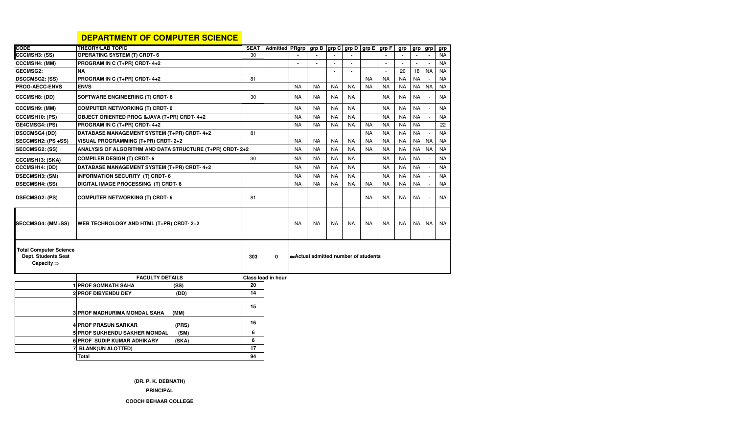## DEPARTMENT OF COMPUTER SCIENCE

| CODE | THEORY/LAB TOPIC | SEAT | Admitted | PRgrp | grp B | grp C | grp D | grp E | grp F | grp | grp | grp | grp |
|---|---|---|---|---|---|---|---|---|---|---|---|---|---|
| CCCMSH3: (SS) | OPERATING SYSTEM (T) CRDT- 6 | 30 | | - | - | - | - | | - | - | - | - | NA |
| CCCMSH4: (MM) | PROGRAM IN C (T+PR) CRDT- 4+2 | | | - | - | - | - | | - | - | - | - | NA |
| GECMSG2: | NA | | | | | - | - | | - | 20 | 18 | NA | NA |
| DSCCMSG2: (SS) | PROGRAM IN C (T+PR) CRDT- 4+2 | 81 | | | | | | NA | NA | NA | NA | - | NA |
| PROG-AECC-ENVS | ENVS | | | NA | NA | NA | NA | NA | NA | NA | NA | NA | NA |
| CCCMSH8: (DD) | SOFTWARE ENGINEERING (T) CRDT- 6 | 30 | | NA | NA | NA | NA | | NA | NA | NA | - | NA |
| CCCMSH9: (MM) | COMPUTER NETWORKING (T) CRDT- 6 | | | NA | NA | NA | NA | | NA | NA | NA | - | NA |
| CCCMSH10: (PS) | OBJECT ORIENTED PROG &JAVA (T+PR) CRDT- 4+2 | | | NA | NA | NA | NA | | NA | NA | NA | - | NA |
| GE4CMSG4: (PS) | PROGRAM IN C (T+PR) CRDT- 4+2 | | | NA | NA | NA | NA | NA | NA | NA | NA | | 22 |
| DSCCMSG4 (DD) | DATABASE MANAGEMENT SYSTEM (T+PR) CRDT- 4+2 | 81 | | | | | | NA | NA | NA | NA | - | NA |
| SECCMSH2: (PS +SS) | VISUAL PROGRAMMING (T+PR) CRDT- 2+2 | | | NA | NA | NA | NA | NA | NA | NA | NA | NA | NA |
| SECCMSG2: (SS) | ANALYSIS OF ALGORITHM AND DATA STRUCTURE (T+PR) CRDT- 2+2 | | | NA | NA | NA | NA | NA | NA | NA | NA | NA | NA |
| CCCMSH13: (SKA) | COMPILER DESIGN (T) CRDT- 6 | 30 | | NA | NA | NA | NA | | NA | NA | NA | - | NA |
| CCCMSH14: (DD) | DATABASE MANAGEMENT SYSTEM (T+PR) CRDT- 4+2 | | | NA | NA | NA | NA | | NA | NA | NA | - | NA |
| DSECMSH3: (SM) | INFORMATION SECURITY (T) CRDT- 6 | | | NA | NA | NA | NA | | NA | NA | NA | - | NA |
| DSECMSH4: (SS) | DIGITAL IMAGE PROCESSING (T) CRDT- 6 | | | NA | NA | NA | NA | NA | NA | NA | NA | - | NA |
| DSECMSG2: (PS) | COMPUTER NETWORKING (T) CRDT- 6 | 81 | | | | | | NA | NA | NA | NA | - | NA |
| SECCMSG4: (MM+SS) | WEB TECHNOLOGY AND HTML (T+PR) CRDT- 2+2 | | | NA | NA | NA | NA | NA | NA | NA | NA | NA | NA |
| Total Computer Science Dept. Students Seat Capacity ⇒ | | 303 | 0 | ⇐Actual admitted number of students | | | | | | | | | |

| | FACULTY DETAILS | Class load in hour |
|---|---|---|
| 1 | PROF SOMNATH SAHA (SS) | 20 |
| 2 | PROF DIBYENDU DEY (DD) | 14 |
| 3 | PROF MADHURIMA MONDAL SAHA (MM) | 15 |
| 4 | PROF PRASUN SARKAR (PRS) | 16 |
| 5 | PROF SUKHENDU SAKHER MONDAL (SM) | 6 |
| 6 | PROF SUDIP KUMAR ADHIKARY (SKA) | 6 |
| 7 | BLANK(UN ALOTTED) | 17 |
| | Total | 94 |

**(DR. P. K. DEBNATH)**

**PRINCIPAL**

**COOCH BEHAAR COLLEGE**